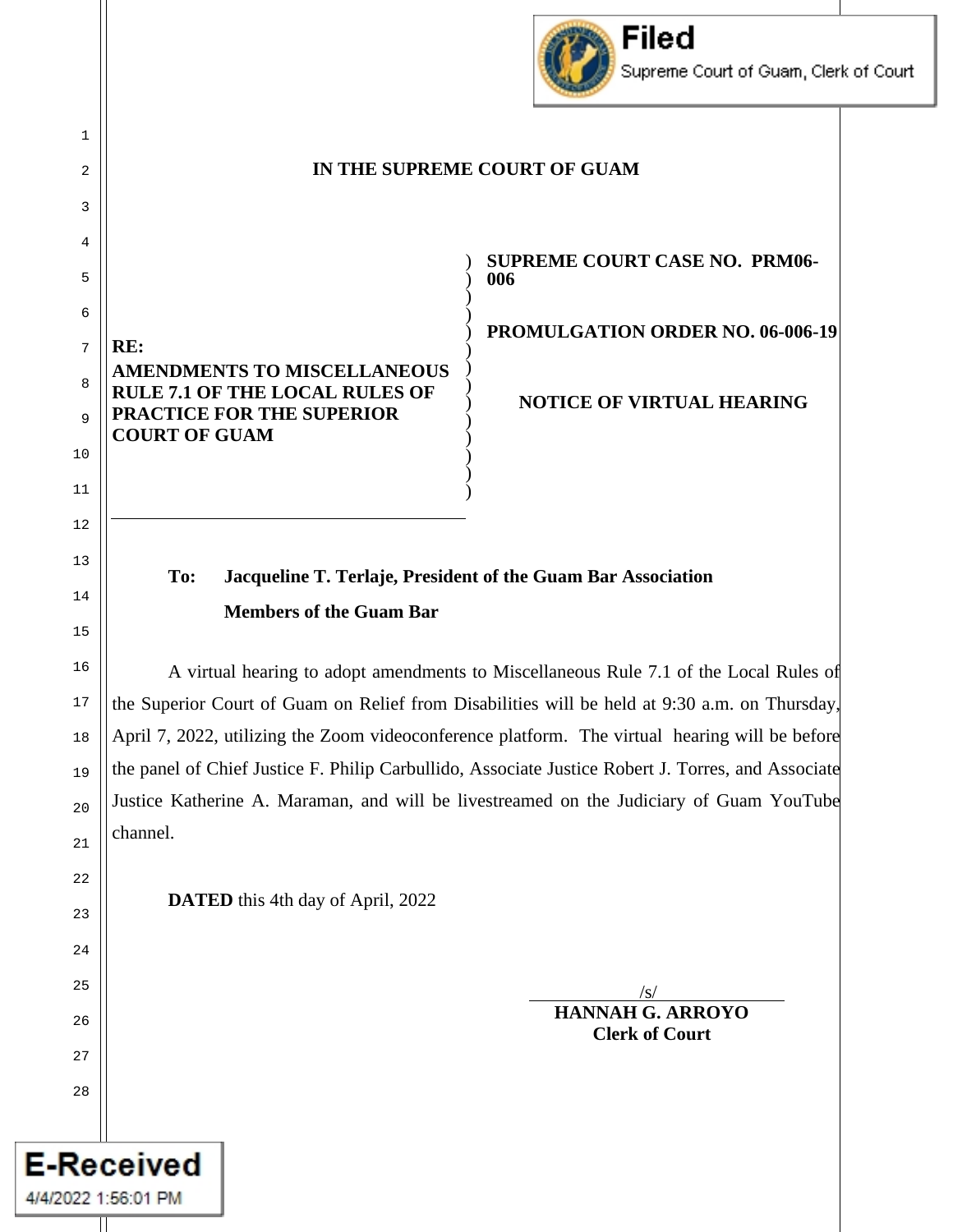Filed
Supreme Court of Guam, Clerk of Court

# IN THE SUPREME COURT OF GUAM

| RE: AMENDMENTS TO MISCELLANEOUS RULE 7.1 OF THE LOCAL RULES OF PRACTICE FOR THE SUPERIOR COURT OF GUAM | SUPREME COURT CASE NO. PRM06-006 |
| --- | --- |
| | PROMULGATION ORDER NO. 06-006-19 |
| | NOTICE OF VIRTUAL HEARING |

**To: Jacqueline T. Terlaje, President of the Guam Bar Association**

**Members of the Guam Bar**

A virtual hearing to adopt amendments to Miscellaneous Rule 7.1 of the Local Rules of the Superior Court of Guam on Relief from Disabilities will be held at 9:30 a.m. on Thursday, April 7, 2022, utilizing the Zoom videoconference platform. The virtual hearing will be before the panel of Chief Justice F. Philip Carbullido, Associate Justice Robert J. Torres, and Associate Justice Katherine A. Maraman, and will be livestreamed on the Judiciary of Guam YouTube channel.

**DATED** this 4th day of April, 2022

/s/
**HANNAH G. ARROYO**
**Clerk of Court**

E-Received
4/4/2022 1:56:01 PM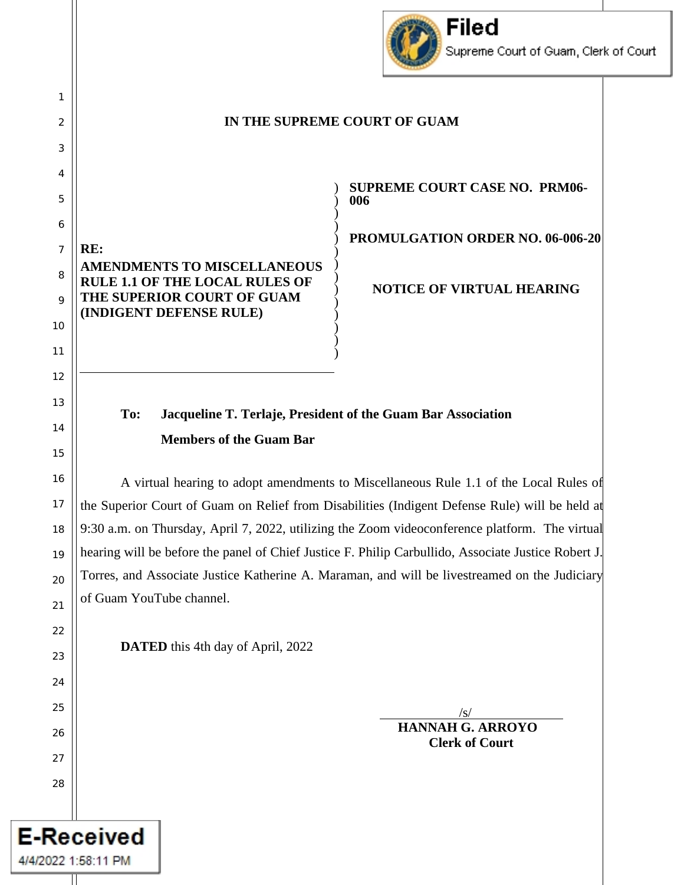Filed
Supreme Court of Guam, Clerk of Court

## IN THE SUPREME COURT OF GAUM

RE:
**AMENDMENTS TO MISCELLANEOUS RULE 1.1 OF THE LOCAL RULES OF THE SUPERIOR COURT OF GUAM (INDIGENT DEFENSE RULE)**

**SUPREME COURT CASE NO. PRM06-006**

**PROMULGATION ORDER NO. 06-006-20**

**NOTICE OF VIRTUAL HEARING**

**To: Jacqueline T. Terlaje, President of the Guam Bar Association**
**Members of the Guam Bar**

A virtual hearing to adopt amendments to Miscellaneous Rule 1.1 of the Local Rules of the Superior Court of Guam on Relief from Disabilities (Indigent Defense Rule) will be held at 9:30 a.m. on Thursday, April 7, 2022, utilizing the Zoom videoconference platform. The virtual hearing will be before the panel of Chief Justice F. Philip Carbullido, Associate Justice Robert J. Torres, and Associate Justice Katherine A. Maraman, and will be livestreamed on the Judiciary of Guam YouTube channel.

**DATED** this 4th day of April, 2022

/s/
**HANNAH G. ARROYO**
**Clerk of Court**

E-Received
4/4/2022 1:58:11 PM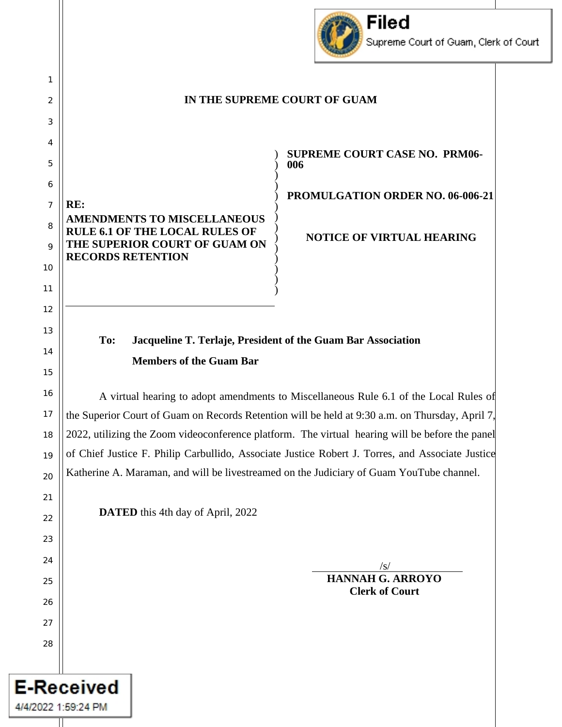Filed
Supreme Court of Guam, Clerk of Court

**IN THE SUPREME COURT OF GUAM**

**RE:**
**AMENDMENTS TO MISCELLANEOUS RULE 6.1 OF THE LOCAL RULES OF THE SUPERIOR COURT OF GUAM ON RECORDS RETENTION**

**SUPREME COURT CASE NO. PRM06-006**

**PROMULGATION ORDER NO. 06-006-21**

**NOTICE OF VIRTUAL HEARING**

**To: Jacqueline T. Terlaje, President of the Guam Bar Association**
**Members of the Guam Bar**

A virtual hearing to adopt amendments to Miscellaneous Rule 6.1 of the Local Rules of the Superior Court of Guam on Records Retention will be held at 9:30 a.m. on Thursday, April 7, 2022, utilizing the Zoom videoconference platform. The virtual hearing will be before the panel of Chief Justice F. Philip Carbullido, Associate Justice Robert J. Torres, and Associate Justice Katherine A. Maraman, and will be livestreamed on the Judiciary of Guam YouTube channel.

**DATED** this 4th day of April, 2022

/s/
**HANNAH G. ARROYO**
**Clerk of Court**

E-Received
4/4/2022 1:59:24 PM